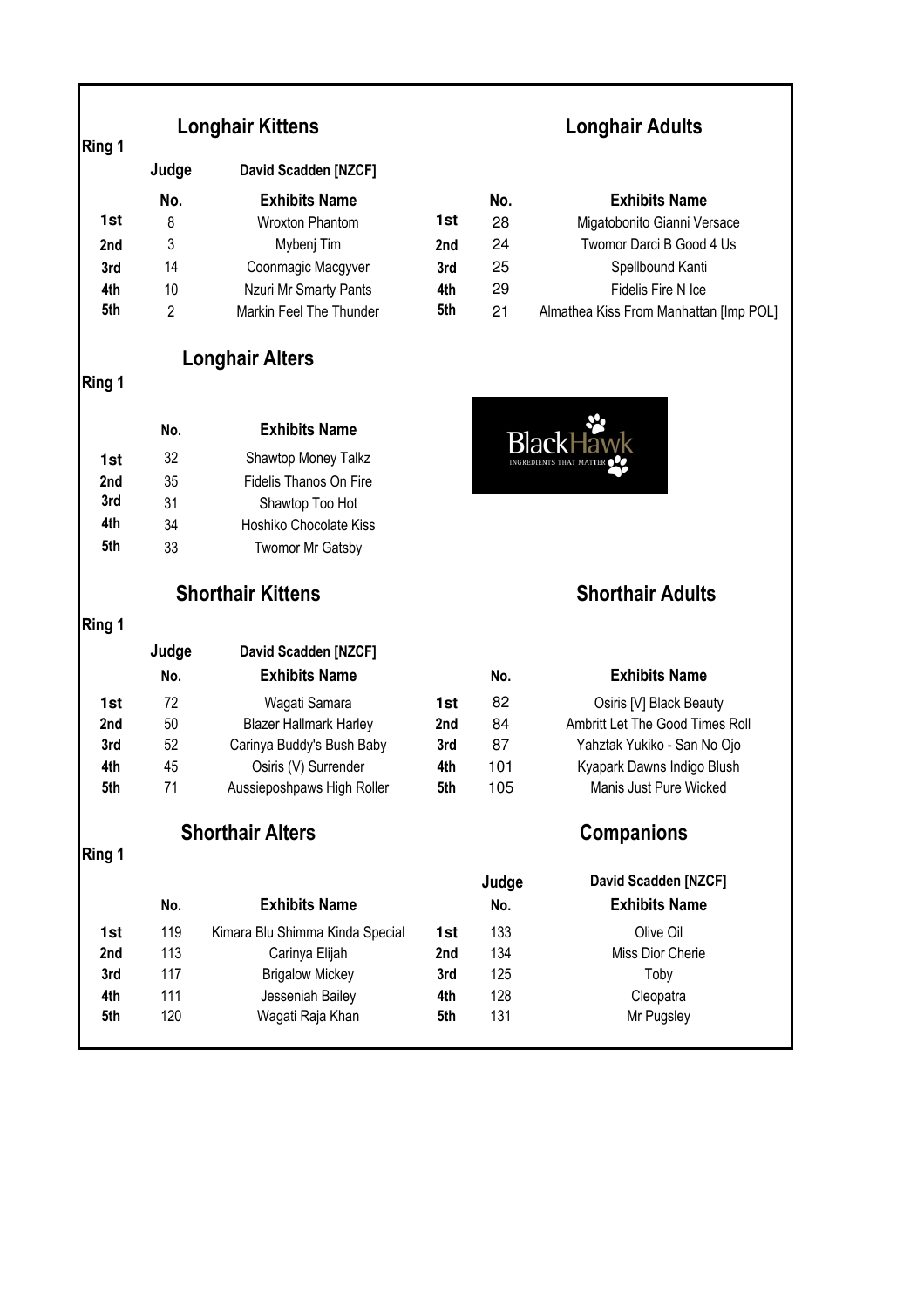**Ring 1**

## Longhair Kittens

Judge: David Scadden [NZCF]

| | No. | Exhibits Name |
|---|---|---|
| 1st | 8 | Wroxton Phantom |
| 2nd | 3 | Mybenj Tim |
| 3rd | 14 | Coonmagic Macgyver |
| 4th | 10 | Nzuri Mr Smarty Pants |
| 5th | 2 | Markin Feel The Thunder |

## Longhair Adults

| | No. | Exhibits Name |
|---|---|---|
| 1st | 28 | Migatobonito Gianni Versace |
| 2nd | 24 | Twomor Darci B Good 4 Us |
| 3rd | 25 | Spellbound Kanti |
| 4th | 29 | Fidelis Fire N Ice |
| 5th | 21 | Almathea Kiss From Manhattan [Imp POL] |

**Ring 1**

## Longhair Alters

| | No. | Exhibits Name |
|---|---|---|
| 1st | 32 | Shawtop Money Talkz |
| 2nd | 35 | Fidelis Thanos On Fire |
| 3rd | 31 | Shawtop Too Hot |
| 4th | 34 | Hoshiko Chocolate Kiss |
| 5th | 33 | Twomor Mr Gatsby |

BlackHawk INGREDIENTS THAT MATTER

**Ring 1**

## Shorthair Kittens

Judge: David Scadden [NZCF]

| | No. | Exhibits Name |
|---|---|---|
| 1st | 72 | Wagati Samara |
| 2nd | 50 | Blazer Hallmark Harley |
| 3rd | 52 | Carinya Buddy's Bush Baby |
| 4th | 45 | Osiris (V) Surrender |
| 5th | 71 | Aussieposhpaws High Roller |

## Shorthair Adults

| | No. | Exhibits Name |
|---|---|---|
| 1st | 82 | Osiris [V] Black Beauty |
| 2nd | 84 | Ambritt Let The Good Times Roll |
| 3rd | 87 | Yahztak Yukiko - San No Ojo |
| 4th | 101 | Kyapark Dawns Indigo Blush |
| 5th | 105 | Manis Just Pure Wicked |

**Ring 1**

## Shorthair Alters

| | No. | Exhibits Name |
|---|---|---|
| 1st | 119 | Kimara Blu Shimma Kinda Special |
| 2nd | 113 | Carinya Elijah |
| 3rd | 117 | Brigalow Mickey |
| 4th | 111 | Jesseniah Bailey |
| 5th | 120 | Wagati Raja Khan |

## Companions

Judge: David Scadden [NZCF]

| | No. | Exhibits Name |
|---|---|---|
| 1st | 133 | Olive Oil |
| 2nd | 134 | Miss Dior Cherie |
| 3rd | 125 | Toby |
| 4th | 128 | Cleopatra |
| 5th | 131 | Mr Pugsley |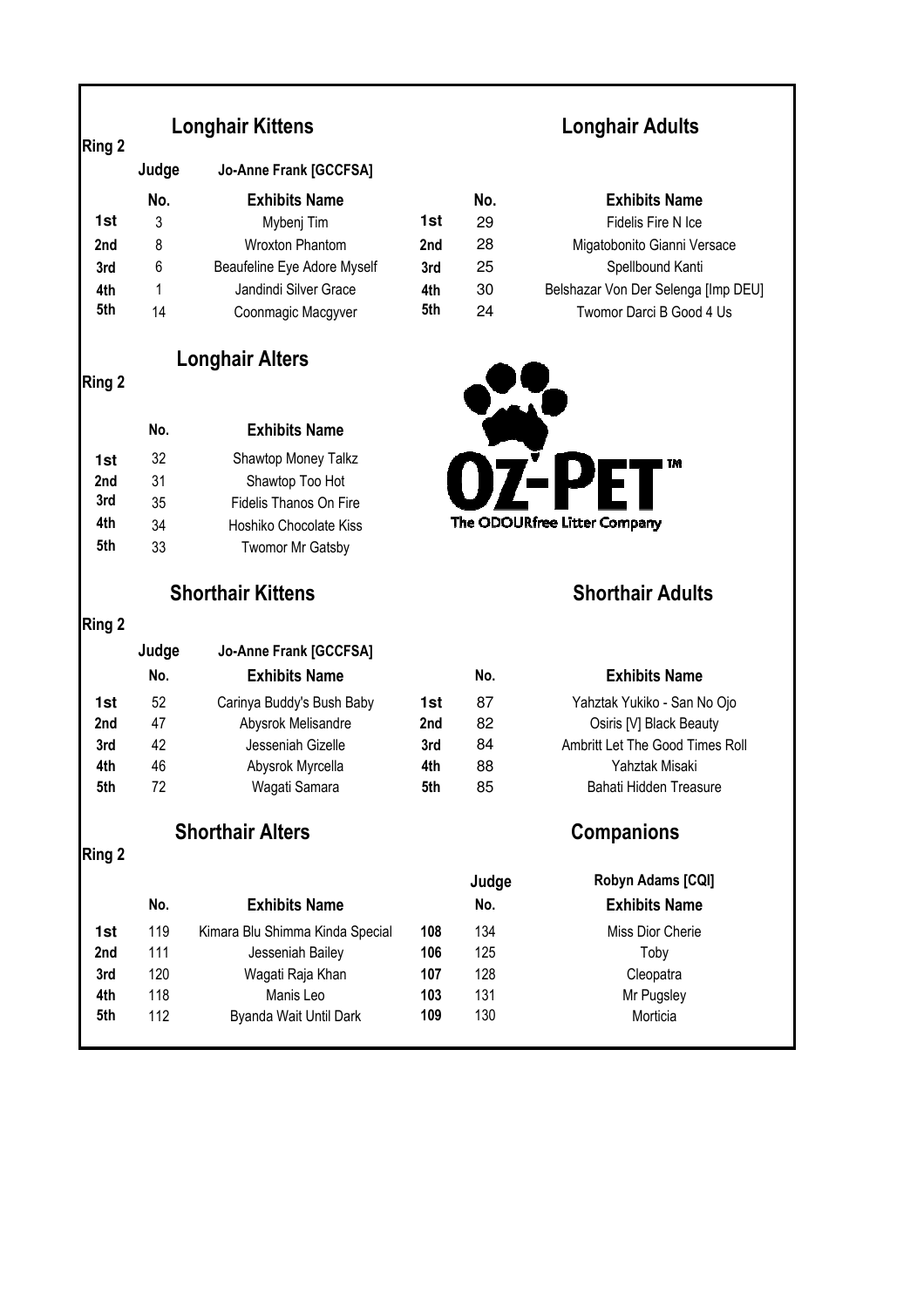## Longhair Kittens

**Ring 2**

**Judge** Jo-Anne Frank [GCCFSA]

| | No. | Exhibits Name |
|---|---|---|
| 1st | 3 | Mybenj Tim |
| 2nd | 8 | Wroxton Phantom |
| 3rd | 6 | Beaufeline Eye Adore Myself |
| 4th | 1 | Jandindi Silver Grace |
| 5th | 14 | Coonmagic Macgyver |

## Longhair Adults

| | No. | Exhibits Name |
|---|---|---|
| 1st | 29 | Fidelis Fire N Ice |
| 2nd | 28 | Migatobonito Gianni Versace |
| 3rd | 25 | Spellbound Kanti |
| 4th | 30 | Belshazar Von Der Selenga [Imp DEU] |
| 5th | 24 | Twomor Darci B Good 4 Us |

## Longhair Alters

**Ring 2**

| | No. | Exhibits Name |
|---|---|---|
| 1st | 32 | Shawtop Money Talkz |
| 2nd | 31 | Shawtop Too Hot |
| 3rd | 35 | Fidelis Thanos On Fire |
| 4th | 34 | Hoshiko Chocolate Kiss |
| 5th | 33 | Twomor Mr Gatsby |

OZ-PET™
The ODOURfree Litter Company

## Shorthair Kittens

**Ring 2**

**Judge** Jo-Anne Frank [GCCFSA]

| | No. | Exhibits Name |
|---|---|---|
| 1st | 52 | Carinya Buddy's Bush Baby |
| 2nd | 47 | Abysrok Melisandre |
| 3rd | 42 | Jesseniah Gizelle |
| 4th | 46 | Abysrok Myrcella |
| 5th | 72 | Wagati Samara |

## Shorthair Adults

| | No. | Exhibits Name |
|---|---|---|
| 1st | 87 | Yahztak Yukiko - San No Ojo |
| 2nd | 82 | Osiris [V] Black Beauty |
| 3rd | 84 | Ambritt Let The Good Times Roll |
| 4th | 88 | Yahztak Misaki |
| 5th | 85 | Bahati Hidden Treasure |

## Shorthair Alters

**Ring 2**

| | No. | Exhibits Name |
|---|---|---|
| 1st | 119 | Kimara Blu Shimma Kinda Special |
| 2nd | 111 | Jesseniah Bailey |
| 3rd | 120 | Wagati Raja Khan |
| 4th | 118 | Manis Leo |
| 5th | 112 | Byanda Wait Until Dark |

## Companions

**Judge** Robyn Adams [CQI]

| | No. | Exhibits Name |
|---|---|---|
| 108 | 134 | Miss Dior Cherie |
| 106 | 125 | Toby |
| 107 | 128 | Cleopatra |
| 103 | 131 | Mr Pugsley |
| 109 | 130 | Morticia |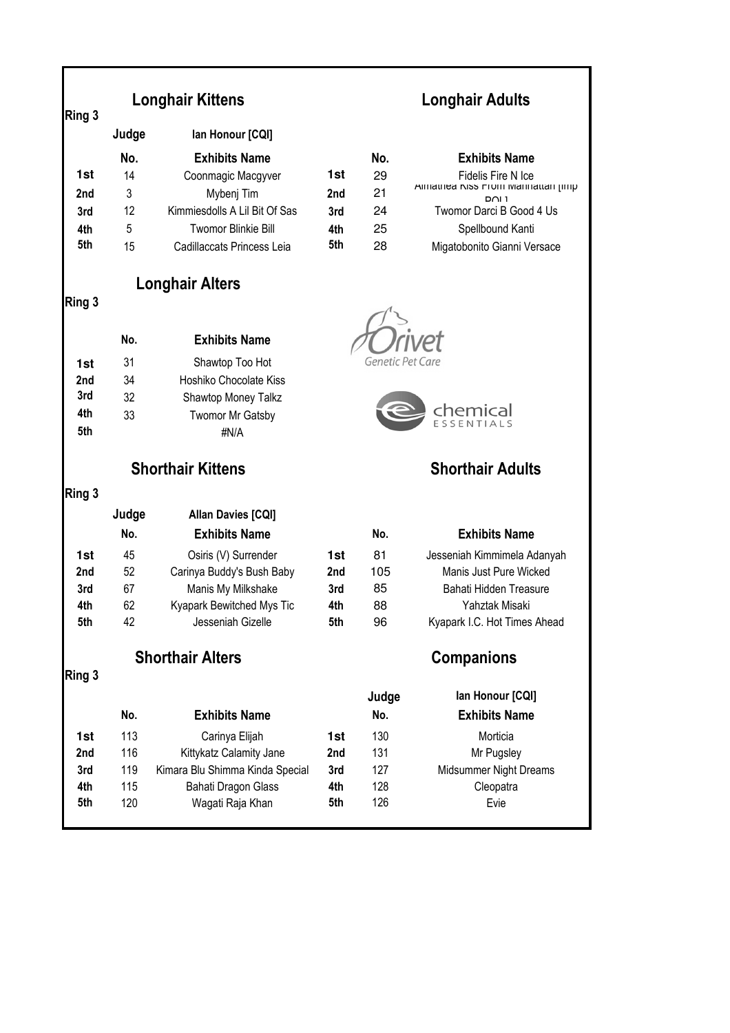## Longhair Kittens

**Ring 3**

| | **Judge** | **Ian Honour [CQI]** |
|---|---|---|
| | **No.** | **Exhibits Name** |
| **1st** | 14 | Coonmagic Macgyver |
| **2nd** | 3 | Mybenj Tim |
| **3rd** | 12 | Kimmiesdolls A Lil Bit Of Sas |
| **4th** | 5 | Twomor Blinkie Bill |
| **5th** | 15 | Cadillaccats Princess Leia |

## Longhair Adults

| | **No.** | **Exhibits Name** |
|---|---|---|
| **1st** | 29 | Fidelis Fire N Ice |
| **2nd** | 21 | Almathea Kiss From Manhattan [imp POL] |
| **3rd** | 24 | Twomor Darci B Good 4 Us |
| **4th** | 25 | Spellbound Kanti |
| **5th** | 28 | Migatobonito Gianni Versace |

## Longhair Alters

**Ring 3**

| | **No.** | **Exhibits Name** |
|---|---|---|
| **1st** | 31 | Shawtop Too Hot |
| **2nd** | 34 | Hoshiko Chocolate Kiss |
| **3rd** | 32 | Shawtop Money Talkz |
| **4th** | 33 | Twomor Mr Gatsby |
| **5th** | | #N/A |

Orivet Genetic Pet Care

chemical ESSENTIALS

## Shorthair Kittens

**Ring 3**

| | **Judge** | **Allan Davies [CQI]** |
|---|---|---|
| | **No.** | **Exhibits Name** |
| **1st** | 45 | Osiris (V) Surrender |
| **2nd** | 52 | Carinya Buddy's Bush Baby |
| **3rd** | 67 | Manis My Milkshake |
| **4th** | 62 | Kyapark Bewitched Mys Tic |
| **5th** | 42 | Jesseniah Gizelle |

## Shorthair Adults

| | **No.** | **Exhibits Name** |
|---|---|---|
| **1st** | 81 | Jesseniah Kimmimela Adanyah |
| **2nd** | 105 | Manis Just Pure Wicked |
| **3rd** | 85 | Bahati Hidden Treasure |
| **4th** | 88 | Yahztak Misaki |
| **5th** | 96 | Kyapark I.C. Hot Times Ahead |

## Shorthair Alters

**Ring 3**

| | **No.** | **Exhibits Name** |
|---|---|---|
| **1st** | 113 | Carinya Elijah |
| **2nd** | 116 | Kittykatz Calamity Jane |
| **3rd** | 119 | Kimara Blu Shimma Kinda Special |
| **4th** | 115 | Bahati Dragon Glass |
| **5th** | 120 | Wagati Raja Khan |

## Companions

| | **Judge** | **Ian Honour [CQI]** |
|---|---|---|
| | **No.** | **Exhibits Name** |
| **1st** | 130 | Morticia |
| **2nd** | 131 | Mr Pugsley |
| **3rd** | 127 | Midsummer Night Dreams |
| **4th** | 128 | Cleopatra |
| **5th** | 126 | Evie |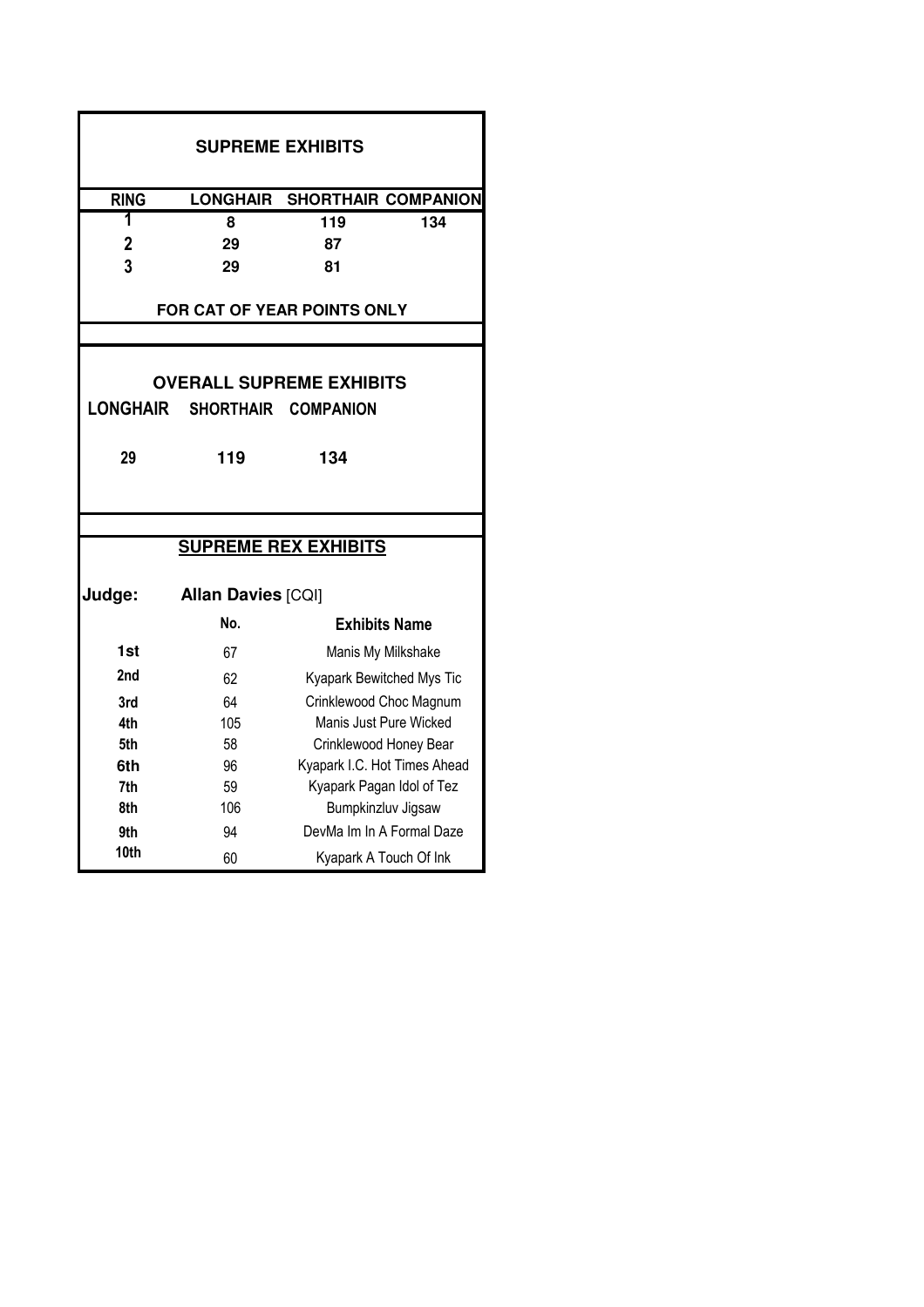## SUPREME EXHIBITS

| RING | LONGHAIR | SHORTHAIR | COMPANION |
| --- | --- | --- | --- |
| 1 | 8 | 119 | 134 |
| 2 | 29 | 87 | |
| 3 | 29 | 81 | |

**FOR CAT OF YEAR POINTS ONLY**

## OVERALL SUPREME EXHIBITS

| LONGHAIR | SHORTHAIR | COMPANION |
| --- | --- | --- |
| 29 | 119 | 134 |

## SUPREME REX EXHIBITS

**Judge:** **Allan Davies** [CQI]

| | No. | Exhibits Name |
| --- | --- | --- |
| 1st | 67 | Manis My Milkshake |
| 2nd | 62 | Kyapark Bewitched Mys Tic |
| 3rd | 64 | Crinklewood Choc Magnum |
| 4th | 105 | Manis Just Pure Wicked |
| 5th | 58 | Crinklewood Honey Bear |
| 6th | 96 | Kyapark I.C. Hot Times Ahead |
| 7th | 59 | Kyapark Pagan Idol of Tez |
| 8th | 106 | Bumpkinzluv Jigsaw |
| 9th | 94 | DevMa Im In A Formal Daze |
| 10th | 60 | Kyapark A Touch Of Ink |